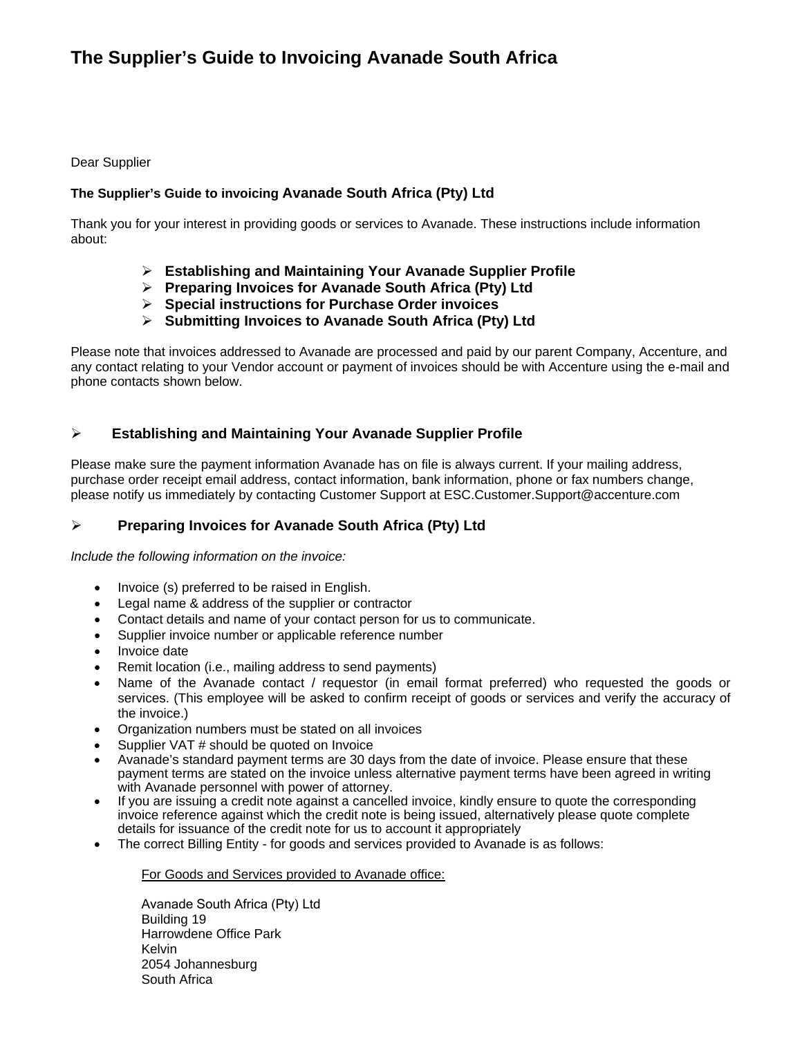# The Supplier's Guide to Invoicing Avanade South Africa

Dear Supplier

**The Supplier's Guide to invoicing Avanade South Africa (Pty) Ltd**

Thank you for your interest in providing goods or services to Avanade. These instructions include information about:

- **Establishing and Maintaining Your Avanade Supplier Profile**
- **Preparing Invoices for Avanade South Africa (Pty) Ltd**
- **Special instructions for Purchase Order invoices**
- **Submitting Invoices to Avanade South Africa (Pty) Ltd**

Please note that invoices addressed to Avanade are processed and paid by our parent Company, Accenture, and any contact relating to your Vendor account or payment of invoices should be with Accenture using the e-mail and phone contacts shown below.

## Establishing and Maintaining Your Avanade Supplier Profile

Please make sure the payment information Avanade has on file is always current. If your mailing address, purchase order receipt email address, contact information, bank information, phone or fax numbers change, please notify us immediately by contacting Customer Support at ESC.Customer.Support@accenture.com

## Preparing Invoices for Avanade South Africa (Pty) Ltd

*Include the following information on the invoice:*

- Invoice (s) preferred to be raised in English.
- Legal name & address of the supplier or contractor
- Contact details and name of your contact person for us to communicate.
- Supplier invoice number or applicable reference number
- Invoice date
- Remit location (i.e., mailing address to send payments)
- Name of the Avanade contact / requestor (in email format preferred) who requested the goods or services. (This employee will be asked to confirm receipt of goods or services and verify the accuracy of the invoice.)
- Organization numbers must be stated on all invoices
- Supplier VAT # should be quoted on Invoice
- Avanade's standard payment terms are 30 days from the date of invoice. Please ensure that these payment terms are stated on the invoice unless alternative payment terms have been agreed in writing with Avanade personnel with power of attorney.
- If you are issuing a credit note against a cancelled invoice, kindly ensure to quote the corresponding invoice reference against which the credit note is being issued, alternatively please quote complete details for issuance of the credit note for us to account it appropriately
- The correct Billing Entity - for goods and services provided to Avanade is as follows:

  For Goods and Services provided to Avanade office:

  Avanade South Africa (Pty) Ltd
  Building 19
  Harrowdene Office Park
  Kelvin
  2054 Johannesburg
  South Africa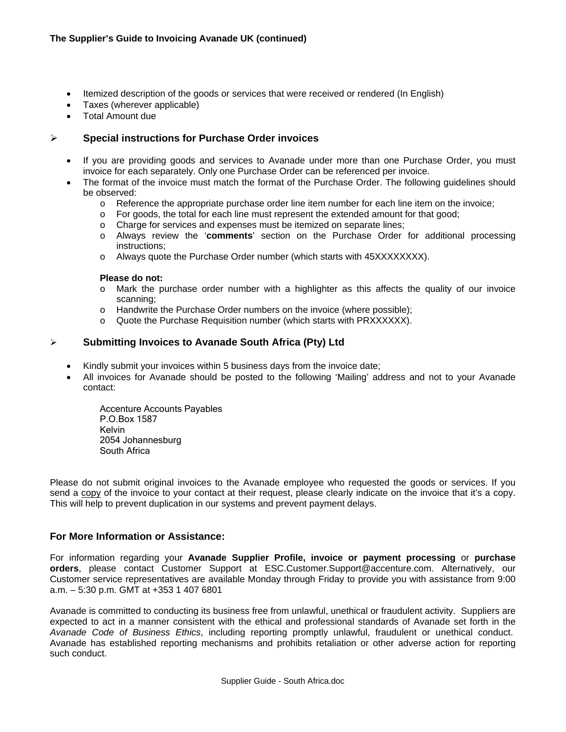- Itemized description of the goods or services that were received or rendered (In English)
- Taxes (wherever applicable)
- Total Amount due

### Special instructions for Purchase Order invoices

- If you are providing goods and services to Avanade under more than one Purchase Order, you must invoice for each separately. Only one Purchase Order can be referenced per invoice.
- The format of the invoice must match the format of the Purchase Order. The following guidelines should be observed:
  - Reference the appropriate purchase order line item number for each line item on the invoice;
  - For goods, the total for each line must represent the extended amount for that good;
  - Charge for services and expenses must be itemized on separate lines;
  - Always review the '**comments**' section on the Purchase Order for additional processing instructions;
  - Always quote the Purchase Order number (which starts with 45XXXXXXXX).

  **Please do not:**
  - Mark the purchase order number with a highlighter as this affects the quality of our invoice scanning;
  - Handwrite the Purchase Order numbers on the invoice (where possible);
  - Quote the Purchase Requisition number (which starts with PRXXXXXX).

### Submitting Invoices to Avanade South Africa (Pty) Ltd

- Kindly submit your invoices within 5 business days from the invoice date;
- All invoices for Avanade should be posted to the following 'Mailing' address and not to your Avanade contact:

  Accenture Accounts Payables
  P.O.Box 1587
  Kelvin
  2054 Johannesburg
  South Africa

Please do not submit original invoices to the Avanade employee who requested the goods or services. If you send a copy of the invoice to your contact at their request, please clearly indicate on the invoice that it's a copy. This will help to prevent duplication in our systems and prevent payment delays.

## For More Information or Assistance:

For information regarding your **Avanade Supplier Profile, invoice or payment processing** or **purchase orders**, please contact Customer Support at ESC.Customer.Support@accenture.com. Alternatively, our Customer service representatives are available Monday through Friday to provide you with assistance from 9:00 a.m. – 5:30 p.m. GMT at +353 1 407 6801

Avanade is committed to conducting its business free from unlawful, unethical or fraudulent activity. Suppliers are expected to act in a manner consistent with the ethical and professional standards of Avanade set forth in the *Avanade Code of Business Ethics*, including reporting promptly unlawful, fraudulent or unethical conduct. Avanade has established reporting mechanisms and prohibits retaliation or other adverse action for reporting such conduct.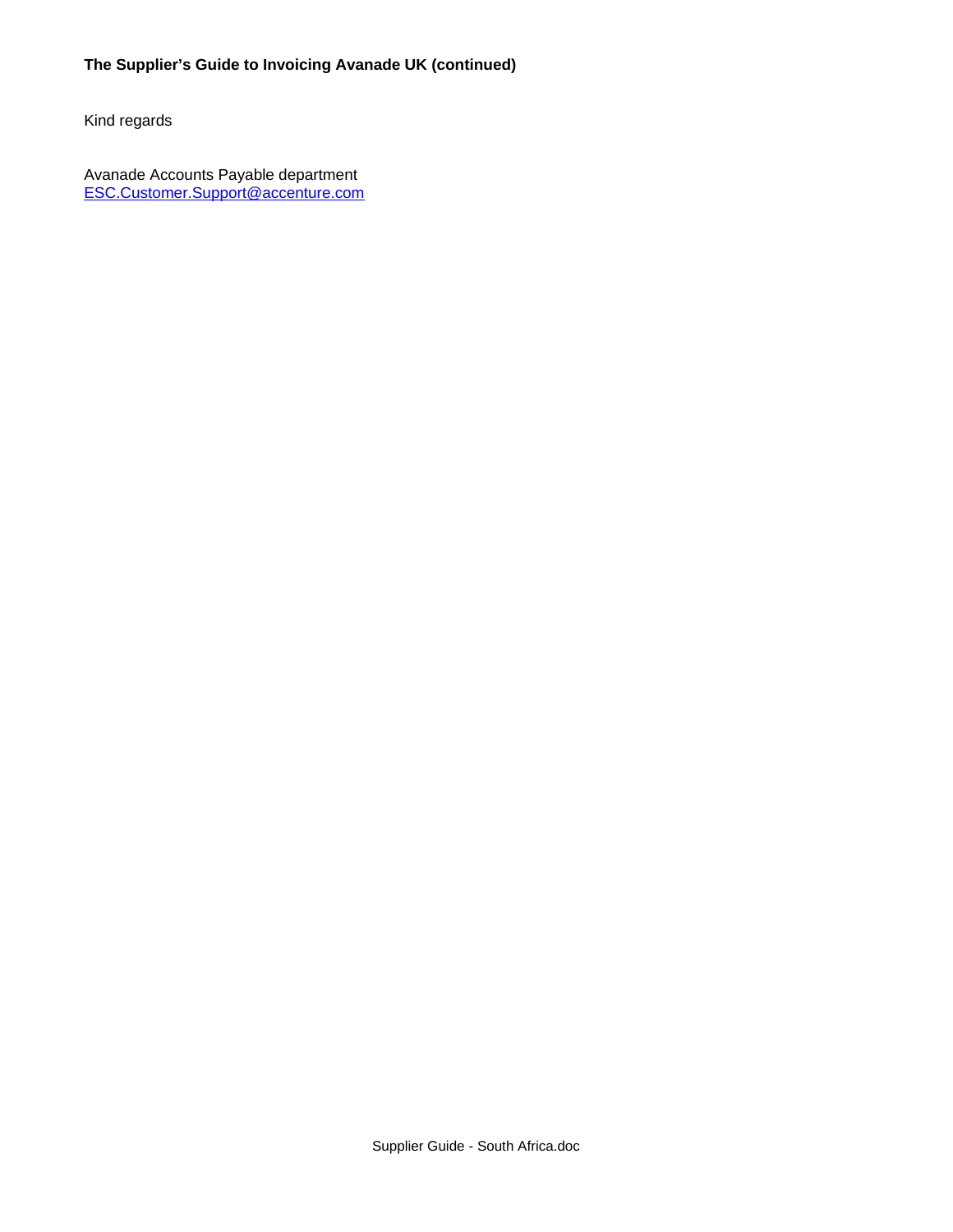Kind regards

Avanade Accounts Payable department
ESC.Customer.Support@accenture.com